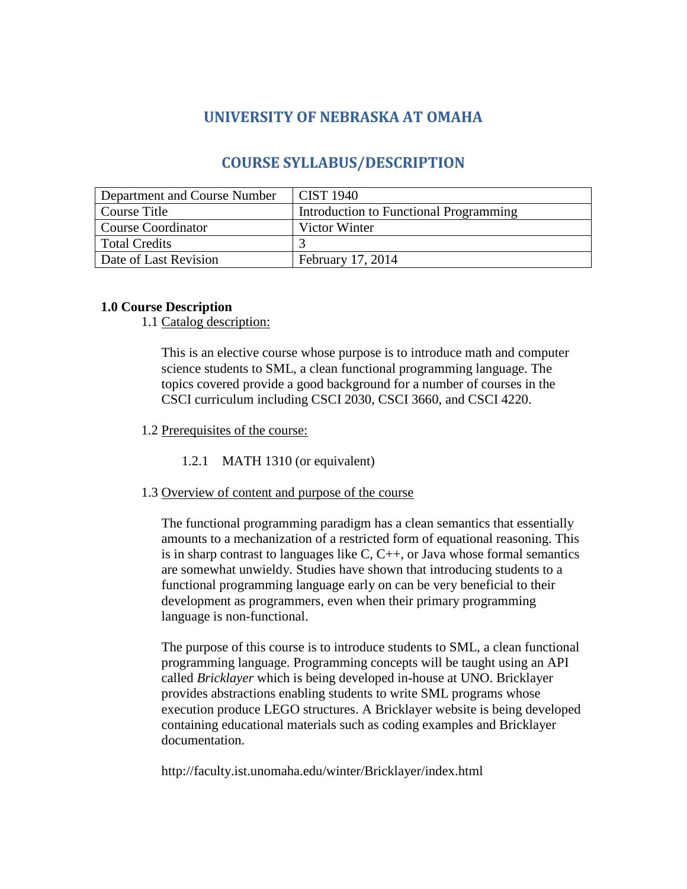# UNIVERSITY OF NEBRASKA AT OMAHA

# COURSE SYLLABUS/DESCRIPTION

| Department and Course Number | CIST 1940 |
|---|---|
| Course Title | Introduction to Functional Programming |
| Course Coordinator | Victor Winter |
| Total Credits | 3 |
| Date of Last Revision | February 17, 2014 |

**1.0 Course Description**

1.1 Catalog description:

This is an elective course whose purpose is to introduce math and computer science students to SML, a clean functional programming language. The topics covered provide a good background for a number of courses in the CSCI curriculum including CSCI 2030, CSCI 3660, and CSCI 4220.

1.2 Prerequisites of the course:

1.2.1 MATH 1310 (or equivalent)

1.3 Overview of content and purpose of the course

The functional programming paradigm has a clean semantics that essentially amounts to a mechanization of a restricted form of equational reasoning. This is in sharp contrast to languages like C, C++, or Java whose formal semantics are somewhat unwieldy. Studies have shown that introducing students to a functional programming language early on can be very beneficial to their development as programmers, even when their primary programming language is non-functional.

The purpose of this course is to introduce students to SML, a clean functional programming language. Programming concepts will be taught using an API called *Bricklayer* which is being developed in-house at UNO. Bricklayer provides abstractions enabling students to write SML programs whose execution produce LEGO structures. A Bricklayer website is being developed containing educational materials such as coding examples and Bricklayer documentation.

http://faculty.ist.unomaha.edu/winter/Bricklayer/index.html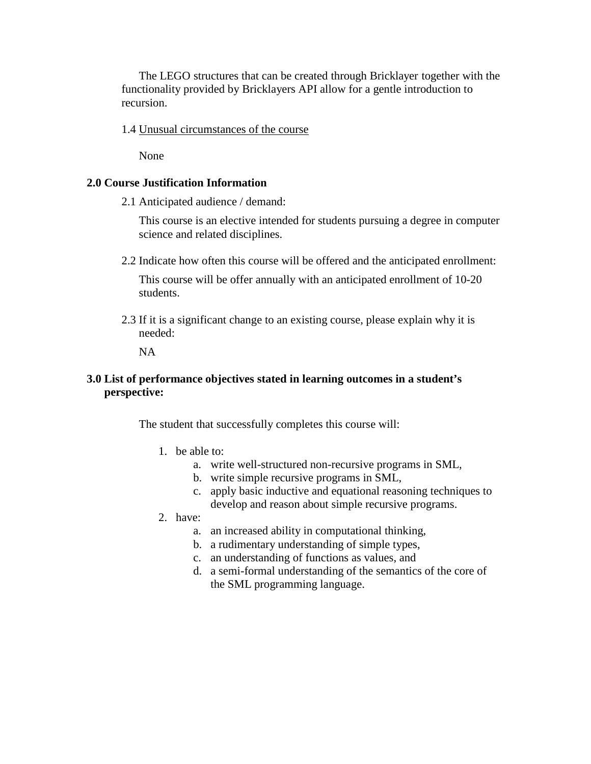The LEGO structures that can be created through Bricklayer together with the functionality provided by Bricklayers API allow for a gentle introduction to recursion.

1.4 Unusual circumstances of the course

None

## 2.0 Course Justification Information

2.1 Anticipated audience / demand:

This course is an elective intended for students pursuing a degree in computer science and related disciplines.

2.2 Indicate how often this course will be offered and the anticipated enrollment:

This course will be offer annually with an anticipated enrollment of 10-20 students.

2.3 If it is a significant change to an existing course, please explain why it is needed:

NA

## 3.0 List of performance objectives stated in learning outcomes in a student's perspective:

The student that successfully completes this course will:

1. be able to:
    a. write well-structured non-recursive programs in SML,
    b. write simple recursive programs in SML,
    c. apply basic inductive and equational reasoning techniques to develop and reason about simple recursive programs.
2. have:
    a. an increased ability in computational thinking,
    b. a rudimentary understanding of simple types,
    c. an understanding of functions as values, and
    d. a semi-formal understanding of the semantics of the core of the SML programming language.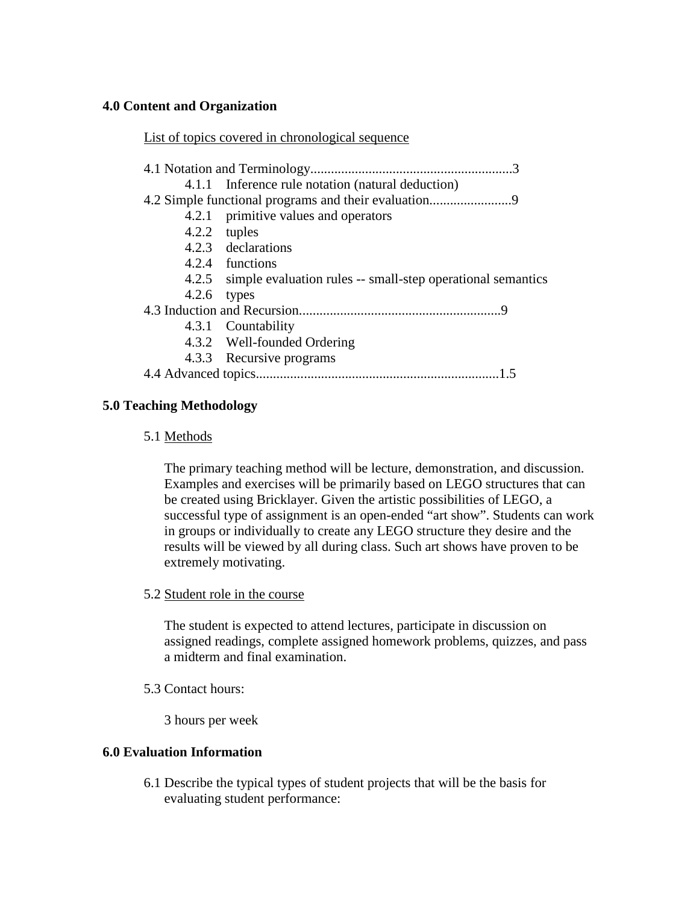**4.0 Content and Organization**

List of topics covered in chronological sequence

4.1 Notation and Terminology...........................................................3
- 4.1.1 Inference rule notation (natural deduction)

4.2 Simple functional programs and their evaluation........................9
- 4.2.1 primitive values and operators
- 4.2.2 tuples
- 4.2.3 declarations
- 4.2.4 functions
- 4.2.5 simple evaluation rules -- small-step operational semantics
- 4.2.6 types

4.3 Induction and Recursion...........................................................9
- 4.3.1 Countability
- 4.3.2 Well-founded Ordering
- 4.3.3 Recursive programs

4.4 Advanced topics.......................................................................1.5

**5.0 Teaching Methodology**

5.1 Methods

The primary teaching method will be lecture, demonstration, and discussion. Examples and exercises will be primarily based on LEGO structures that can be created using Bricklayer. Given the artistic possibilities of LEGO, a successful type of assignment is an open-ended "art show". Students can work in groups or individually to create any LEGO structure they desire and the results will be viewed by all during class. Such art shows have proven to be extremely motivating.

5.2 Student role in the course

The student is expected to attend lectures, participate in discussion on assigned readings, complete assigned homework problems, quizzes, and pass a midterm and final examination.

5.3 Contact hours:

3 hours per week

**6.0 Evaluation Information**

6.1 Describe the typical types of student projects that will be the basis for evaluating student performance: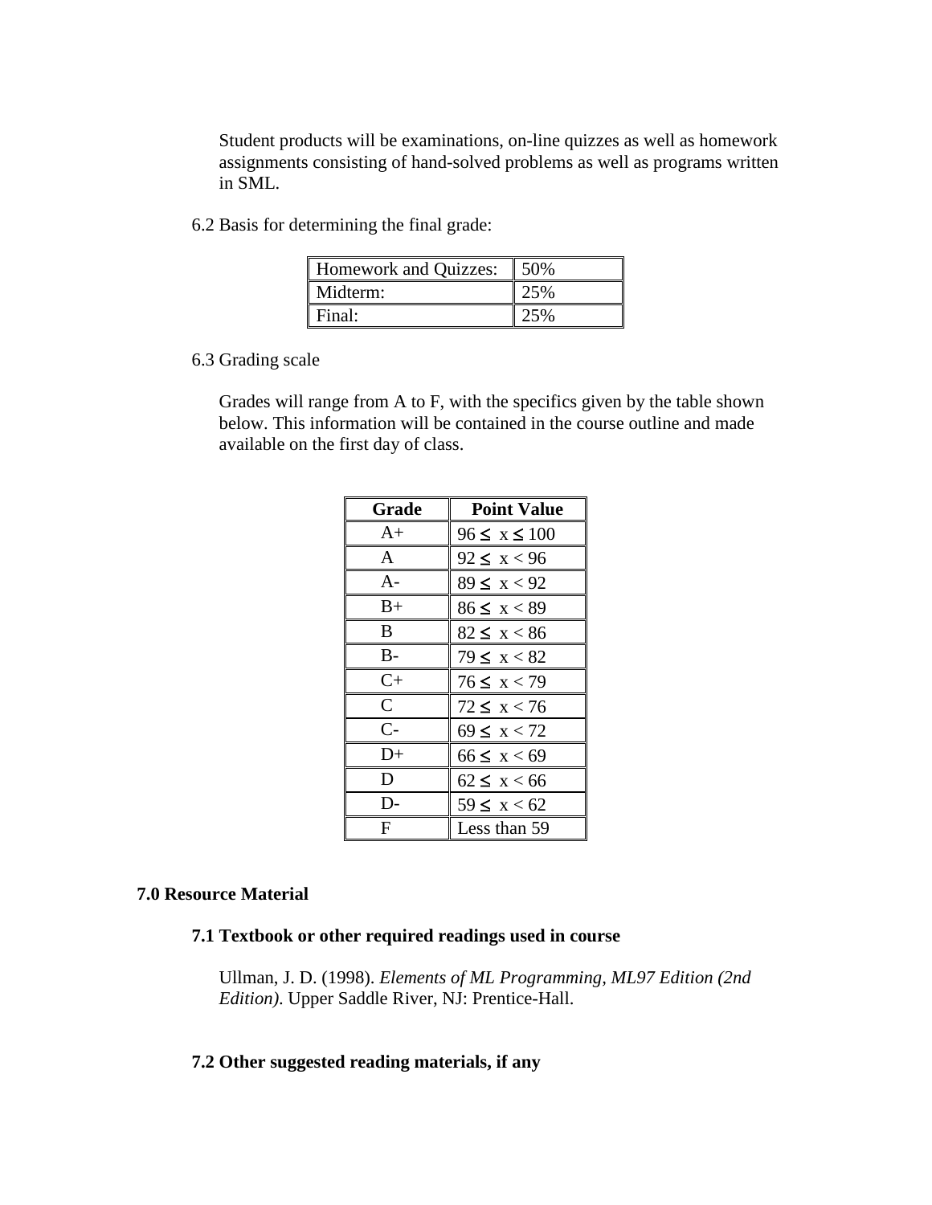Student products will be examinations, on-line quizzes as well as homework assignments consisting of hand-solved problems as well as programs written in SML.

6.2 Basis for determining the final grade:

| Homework and Quizzes: | 50% |
|---|---|
| Midterm: | 25% |
| Final: | 25% |

6.3 Grading scale

Grades will range from A to F, with the specifics given by the table shown below. This information will be contained in the course outline and made available on the first day of class.

| Grade | Point Value |
|---|---|
| A+ | $96 \leq x \leq 100$ |
| A | $92 \leq x < 96$ |
| A- | $89 \leq x < 92$ |
| B+ | $86 \leq x < 89$ |
| B | $82 \leq x < 86$ |
| B- | $79 \leq x < 82$ |
| C+ | $76 \leq x < 79$ |
| C | $72 \leq x < 76$ |
| C- | $69 \leq x < 72$ |
| D+ | $66 \leq x < 69$ |
| D | $62 \leq x < 66$ |
| D- | $59 \leq x < 62$ |
| F | Less than 59 |

## 7.0 Resource Material

### 7.1 Textbook or other required readings used in course

Ullman, J. D. (1998). *Elements of ML Programming, ML97 Edition (2nd Edition)*. Upper Saddle River, NJ: Prentice-Hall.

### 7.2 Other suggested reading materials, if any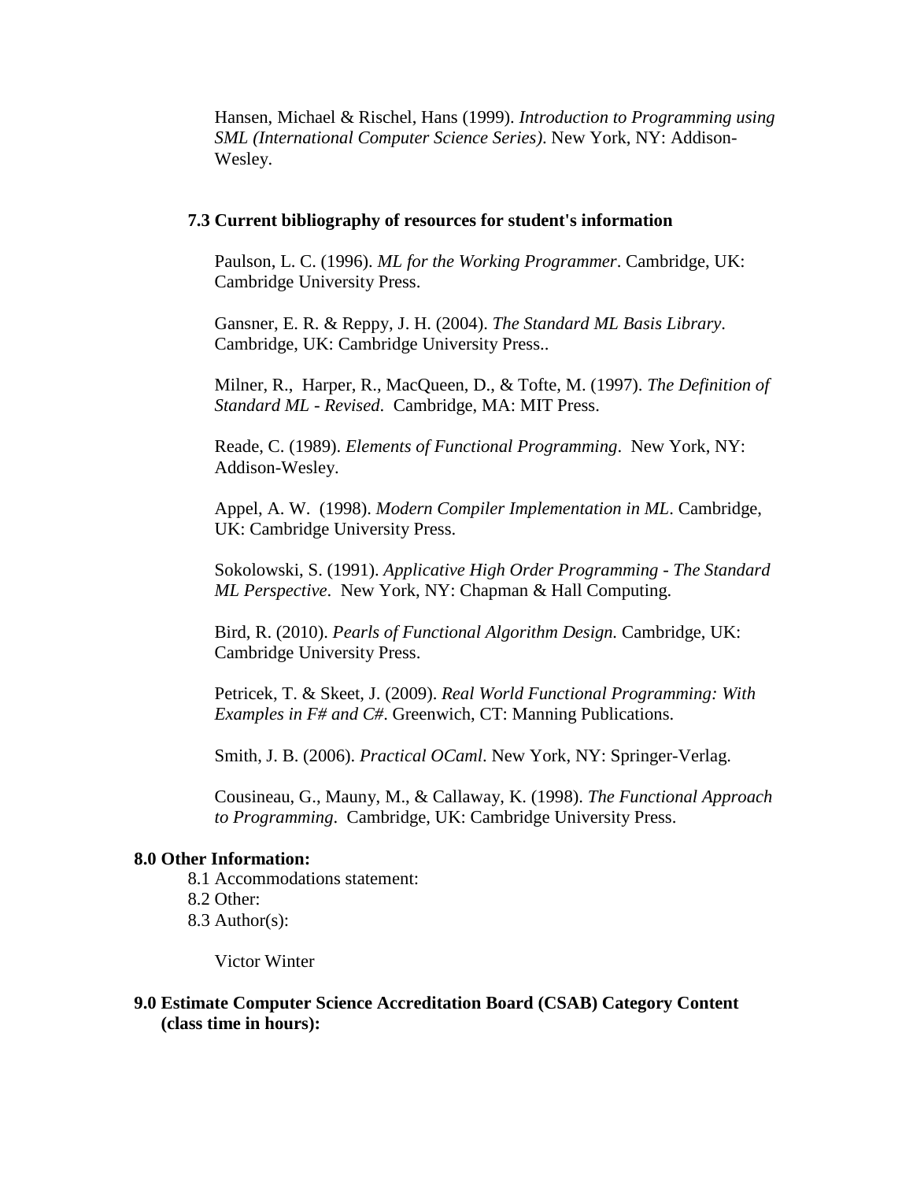Hansen, Michael & Rischel, Hans (1999). *Introduction to Programming using SML (International Computer Science Series)*. New York, NY: Addison-Wesley.

### 7.3 Current bibliography of resources for student's information

Paulson, L. C. (1996). *ML for the Working Programmer*. Cambridge, UK: Cambridge University Press.

Gansner, E. R. & Reppy, J. H. (2004). *The Standard ML Basis Library*. Cambridge, UK: Cambridge University Press..

Milner, R., Harper, R., MacQueen, D., & Tofte, M. (1997). *The Definition of Standard ML - Revised*. Cambridge, MA: MIT Press.

Reade, C. (1989). *Elements of Functional Programming*. New York, NY: Addison-Wesley.

Appel, A. W. (1998). *Modern Compiler Implementation in ML*. Cambridge, UK: Cambridge University Press.

Sokolowski, S. (1991). *Applicative High Order Programming - The Standard ML Perspective*. New York, NY: Chapman & Hall Computing.

Bird, R. (2010). *Pearls of Functional Algorithm Design.* Cambridge, UK: Cambridge University Press.

Petricek, T. & Skeet, J. (2009). *Real World Functional Programming: With Examples in F# and C#*. Greenwich, CT: Manning Publications.

Smith, J. B. (2006). *Practical OCaml*. New York, NY: Springer-Verlag.

Cousineau, G., Mauny, M., & Callaway, K. (1998). *The Functional Approach to Programming*. Cambridge, UK: Cambridge University Press.

## 8.0 Other Information:

8.1 Accommodations statement:
8.2 Other:
8.3 Author(s):

Victor Winter

## 9.0 Estimate Computer Science Accreditation Board (CSAB) Category Content (class time in hours):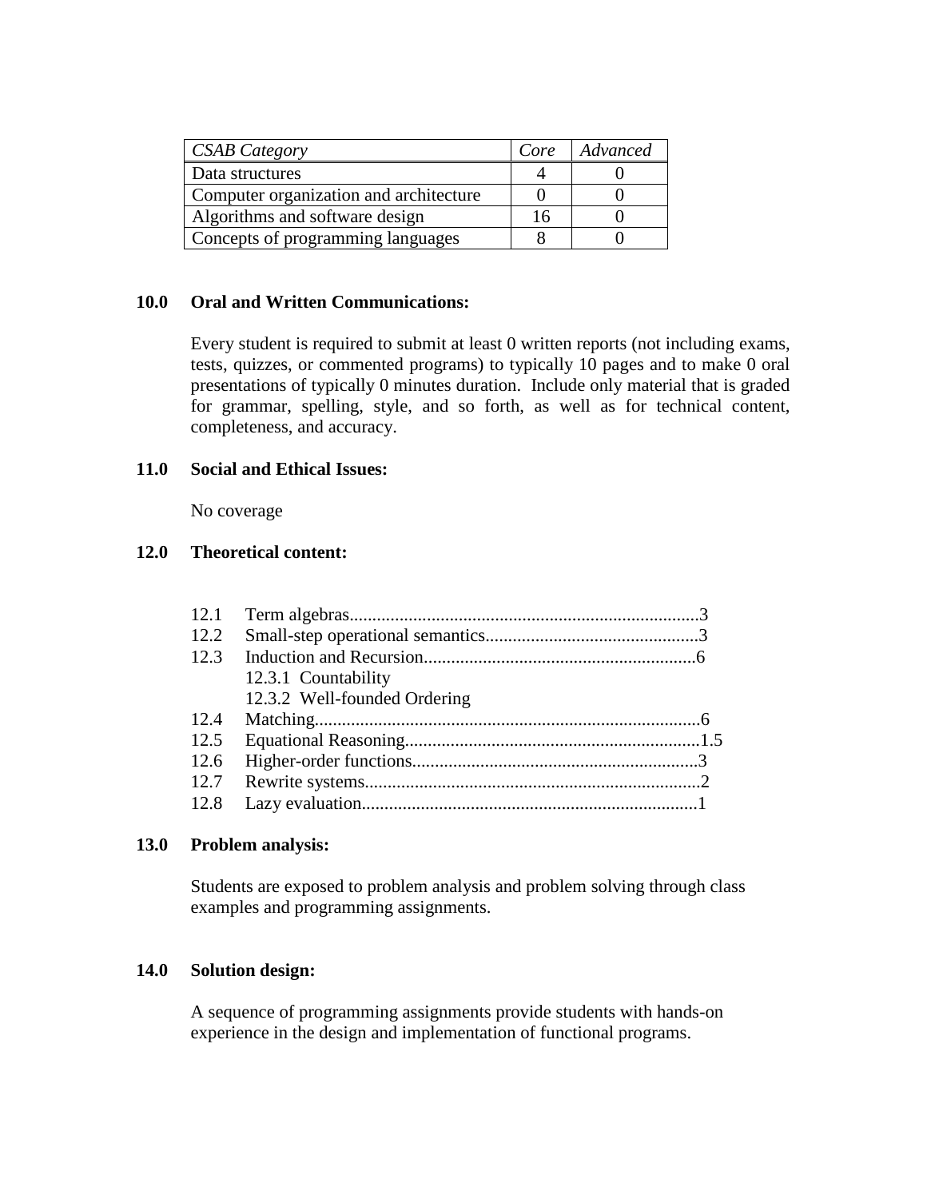| *CSAB Category* | *Core* | *Advanced* |
|---|---|---|
| Data structures | 4 | 0 |
| Computer organization and architecture | 0 | 0 |
| Algorithms and software design | 16 | 0 |
| Concepts of programming languages | 8 | 0 |

**10.0 Oral and Written Communications:**

Every student is required to submit at least 0 written reports (not including exams, tests, quizzes, or commented programs) to typically 10 pages and to make 0 oral presentations of typically 0 minutes duration. Include only material that is graded for grammar, spelling, style, and so forth, as well as for technical content, completeness, and accuracy.

**11.0 Social and Ethical Issues:**

No coverage

**12.0 Theoretical content:**

12.1 Term algebras............................................................................3
12.2 Small-step operational semantics..............................................3
12.3 Induction and Recursion...........................................................6
    12.3.1 Countability
    12.3.2 Well-founded Ordering
12.4 Matching....................................................................................6
12.5 Equational Reasoning................................................................1.5
12.6 Higher-order functions..............................................................3
12.7 Rewrite systems.........................................................................2
12.8 Lazy evaluation.........................................................................1

**13.0 Problem analysis:**

Students are exposed to problem analysis and problem solving through class examples and programming assignments.

**14.0 Solution design:**

A sequence of programming assignments provide students with hands-on experience in the design and implementation of functional programs.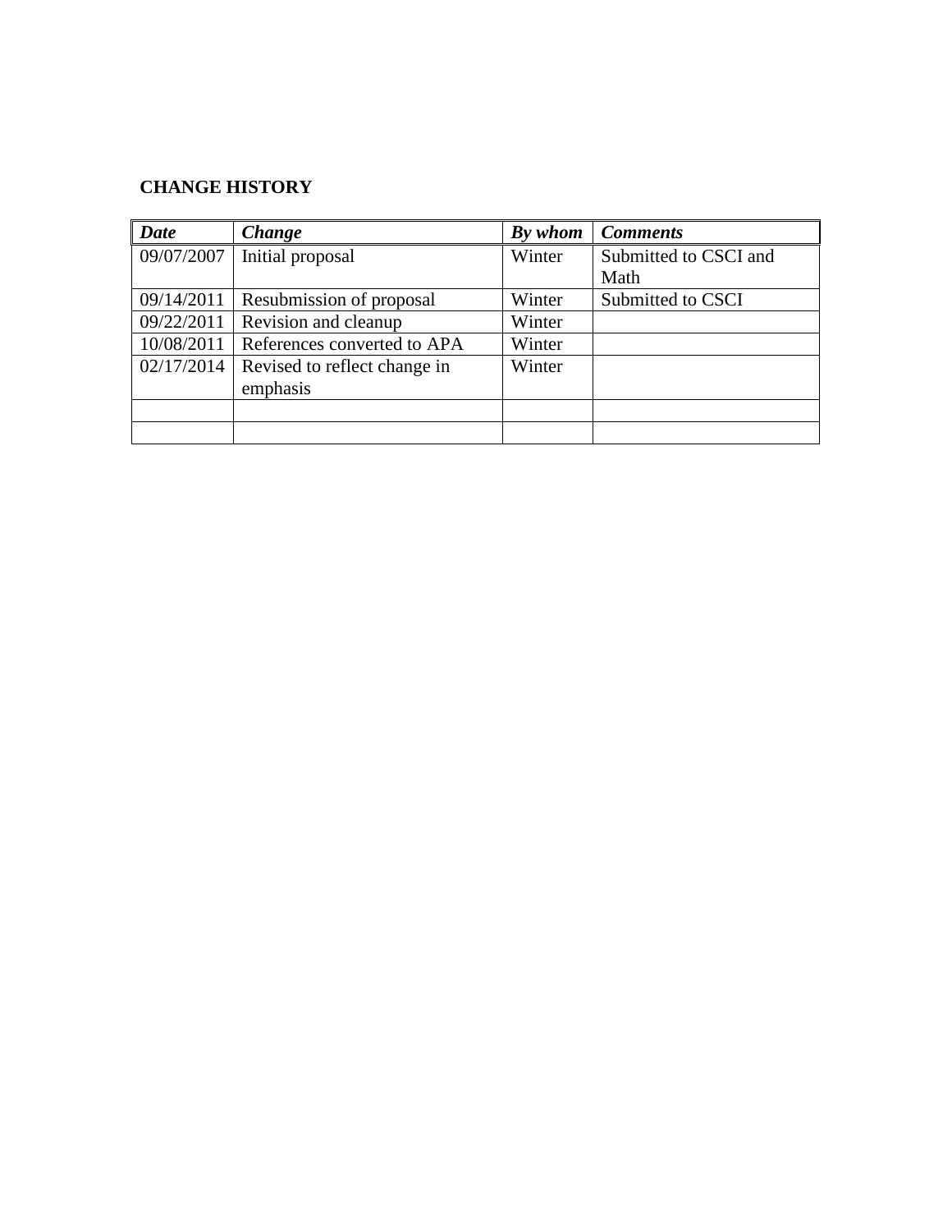**CHANGE HISTORY**

| *Date* | *Change* | *By whom* | *Comments* |
|---|---|---|---|
| 09/07/2007 | Initial proposal | Winter | Submitted to CSCI and Math |
| 09/14/2011 | Resubmission of proposal | Winter | Submitted to CSCI |
| 09/22/2011 | Revision and cleanup | Winter | |
| 10/08/2011 | References converted to APA | Winter | |
| 02/17/2014 | Revised to reflect change in emphasis | Winter | |
| | | | |
| | | | |